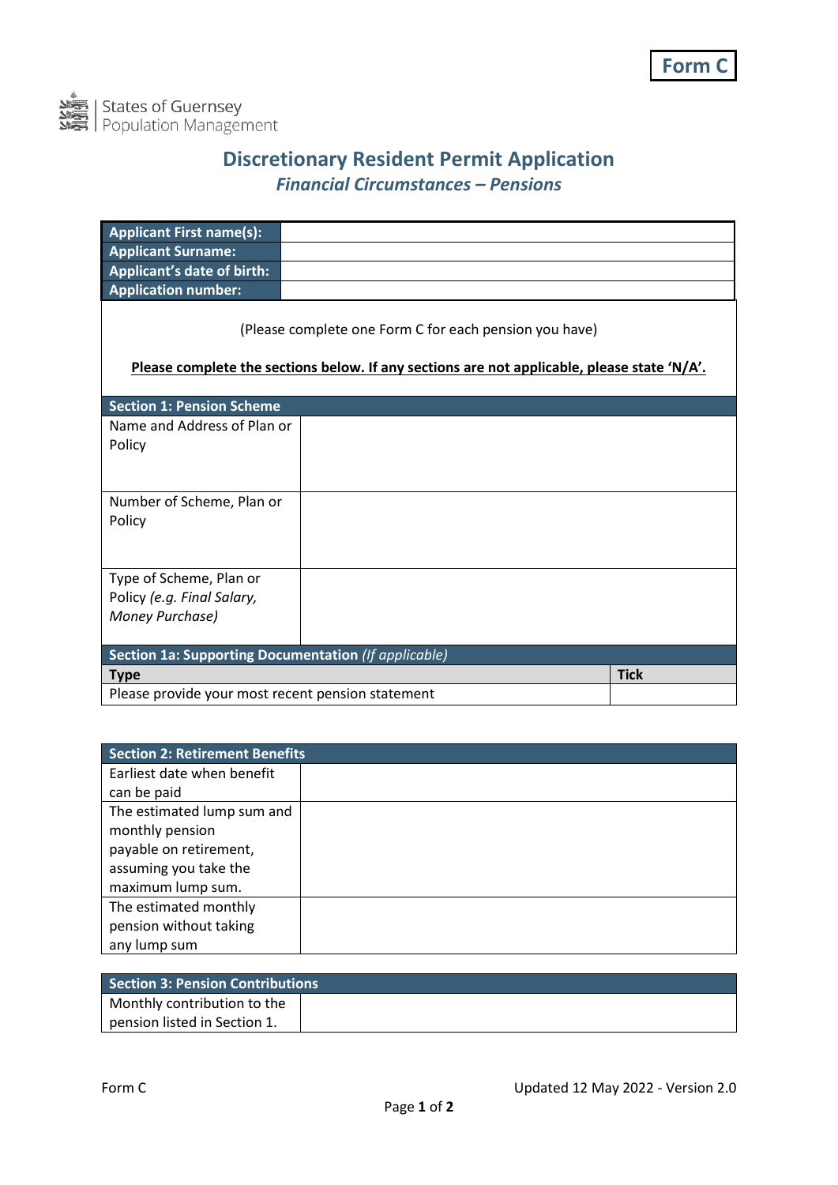**Form C**

States of Guernsey
Population Management

# Discretionary Resident Permit Application

## *Financial Circumstances – Pensions*

| **Applicant First name(s):** | |
|---|---|
| **Applicant Surname:** | |
| **Applicant's date of birth:** | |
| **Application number:** | |

(Please complete one Form C for each pension you have)

**Please complete the sections below. If any sections are not applicable, please state 'N/A'.**

| **Section 1: Pension Scheme** | |
|---|---|
| Name and Address of Plan or Policy | |
| Number of Scheme, Plan or Policy | |
| Type of Scheme, Plan or Policy *(e.g. Final Salary, Money Purchase)* | |

| **Section 1a: Supporting Documentation** *(If applicable)* | |
|---|---|
| **Type** | **Tick** |
| Please provide your most recent pension statement | |

| **Section 2: Retirement Benefits** | |
|---|---|
| Earliest date when benefit can be paid | |
| The estimated lump sum and monthly pension payable on retirement, assuming you take the maximum lump sum. | |
| The estimated monthly pension without taking any lump sum | |

| **Section 3: Pension Contributions** | |
|---|---|
| Monthly contribution to the pension listed in Section 1. | |

Form C

Updated 12 May 2022 - Version 2.0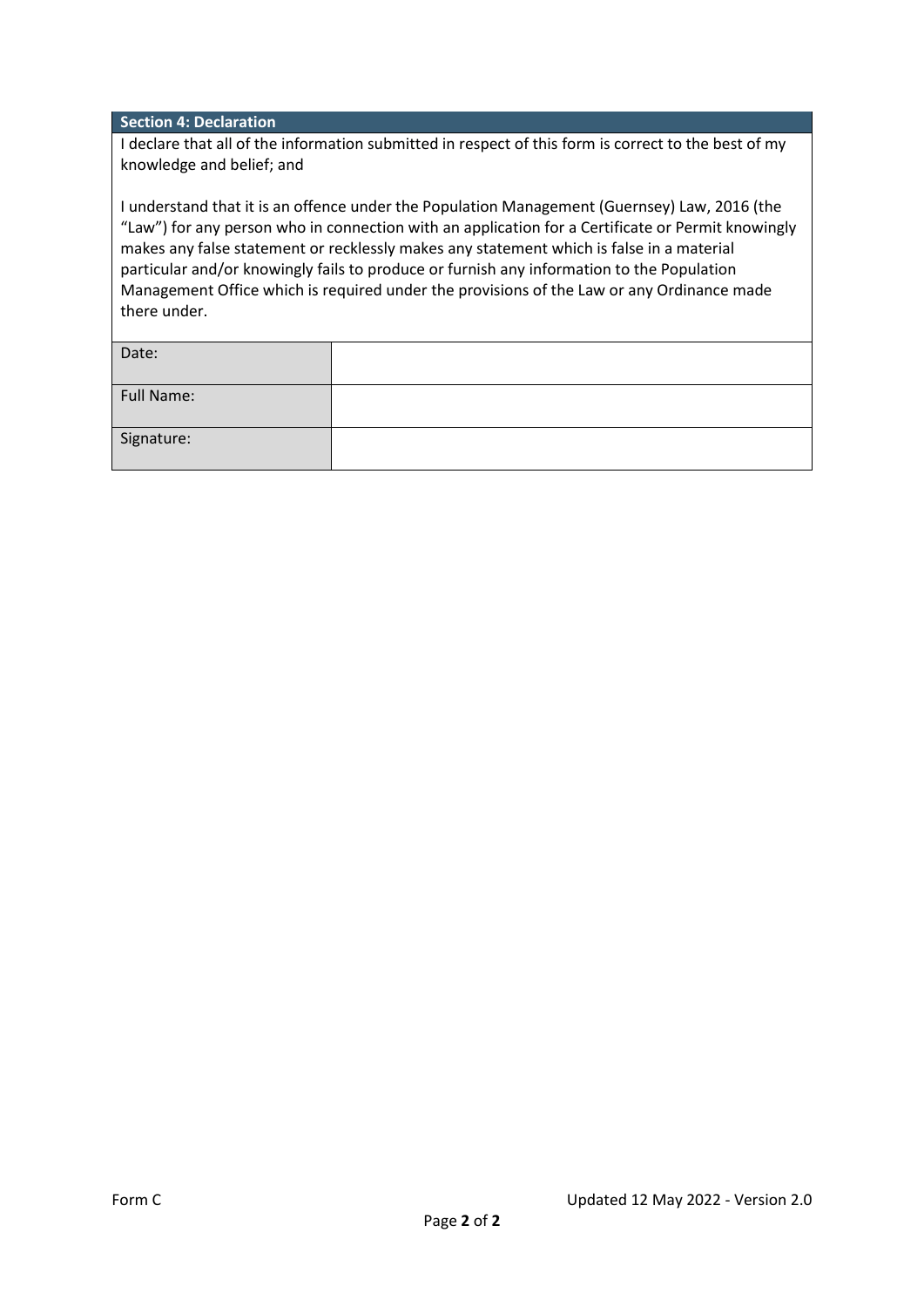## Section 4: Declaration

I declare that all of the information submitted in respect of this form is correct to the best of my knowledge and belief; and

I understand that it is an offence under the Population Management (Guernsey) Law, 2016 (the "Law") for any person who in connection with an application for a Certificate or Permit knowingly makes any false statement or recklessly makes any statement which is false in a material particular and/or knowingly fails to produce or furnish any information to the Population Management Office which is required under the provisions of the Law or any Ordinance made there under.

| | |
|---|---|
| Date: | |
| Full Name: | |
| Signature: | |

Form C

Updated 12 May 2022 - Version 2.0